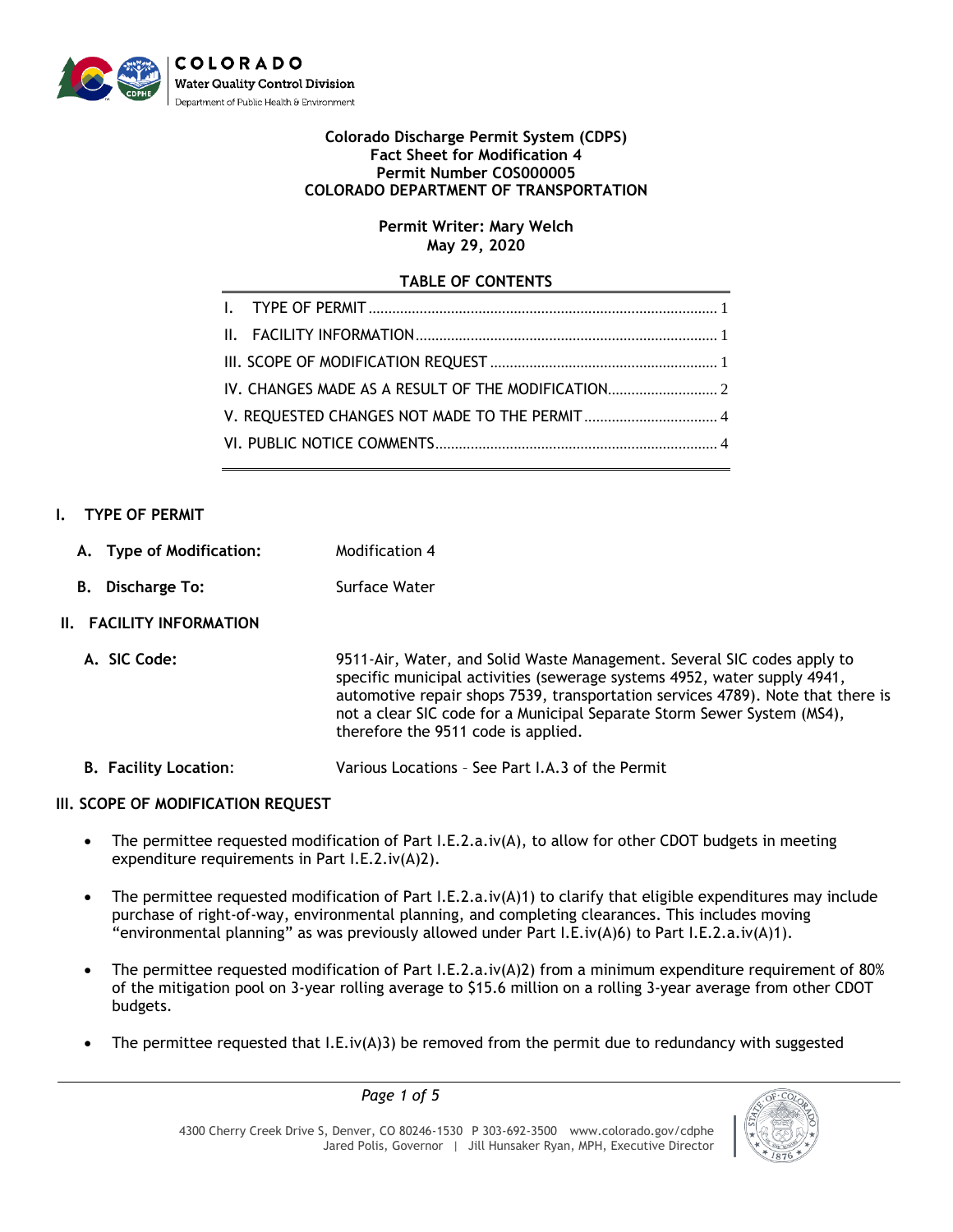**Colorado Discharge Permit System (CDPS)**
**Fact Sheet for Modification 4**
**Permit Number COS000005**
**COLORADO DEPARTMENT OF TRANSPORTATION**

**Permit Writer: Mary Welch**
**May 29, 2020**

**TABLE OF CONTENTS**

| | |
|---|---|
| I. TYPE OF PERMIT | 1 |
| II. FACILITY INFORMATION | 1 |
| III. SCOPE OF MODIFICATION REQUEST | 1 |
| IV. CHANGES MADE AS A RESULT OF THE MODIFICATION | 2 |
| V. REQUESTED CHANGES NOT MADE TO THE PERMIT | 4 |
| VI. PUBLIC NOTICE COMMENTS | 4 |

## I. TYPE OF PERMIT

**A. Type of Modification:** Modification 4

**B. Discharge To:** Surface Water

## II. FACILITY INFORMATION

**A. SIC Code:** 9511-Air, Water, and Solid Waste Management. Several SIC codes apply to specific municipal activities (sewerage systems 4952, water supply 4941, automotive repair shops 7539, transportation services 4789). Note that there is not a clear SIC code for a Municipal Separate Storm Sewer System (MS4), therefore the 9511 code is applied.

**B. Facility Location:** Various Locations – See Part I.A.3 of the Permit

## III. SCOPE OF MODIFICATION REQUEST

- The permittee requested modification of Part I.E.2.a.iv(A), to allow for other CDOT budgets in meeting expenditure requirements in Part I.E.2.iv(A)2).
- The permittee requested modification of Part I.E.2.a.iv(A)1) to clarify that eligible expenditures may include purchase of right-of-way, environmental planning, and completing clearances. This includes moving "environmental planning" as was previously allowed under Part I.E.iv(A)6) to Part I.E.2.a.iv(A)1).
- The permittee requested modification of Part I.E.2.a.iv(A)2) from a minimum expenditure requirement of 80% of the mitigation pool on 3-year rolling average to $15.6 million on a rolling 3-year average from other CDOT budgets.
- The permittee requested that I.E.iv(A)3) be removed from the permit due to redundancy with suggested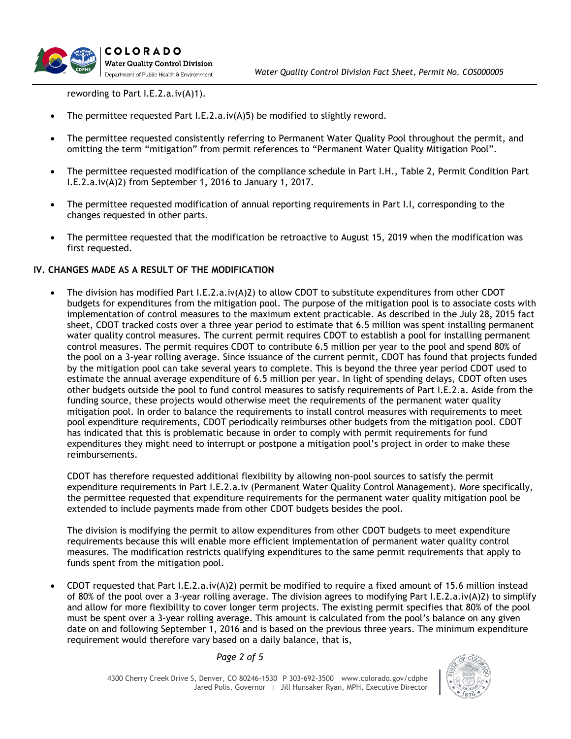rewording to Part I.E.2.a.iv(A)1).

- The permittee requested Part I.E.2.a.iv(A)5) be modified to slightly reword.
- The permittee requested consistently referring to Permanent Water Quality Pool throughout the permit, and omitting the term "mitigation" from permit references to "Permanent Water Quality Mitigation Pool".
- The permittee requested modification of the compliance schedule in Part I.H., Table 2, Permit Condition Part I.E.2.a.iv(A)2) from September 1, 2016 to January 1, 2017.
- The permittee requested modification of annual reporting requirements in Part I.I, corresponding to the changes requested in other parts.
- The permittee requested that the modification be retroactive to August 15, 2019 when the modification was first requested.

## IV. CHANGES MADE AS A RESULT OF THE MODIFICATION

- The division has modified Part I.E.2.a.iv(A)2) to allow CDOT to substitute expenditures from other CDOT budgets for expenditures from the mitigation pool. The purpose of the mitigation pool is to associate costs with implementation of control measures to the maximum extent practicable. As described in the July 28, 2015 fact sheet, CDOT tracked costs over a three year period to estimate that 6.5 million was spent installing permanent water quality control measures. The current permit requires CDOT to establish a pool for installing permanent control measures. The permit requires CDOT to contribute 6.5 million per year to the pool and spend 80% of the pool on a 3-year rolling average. Since issuance of the current permit, CDOT has found that projects funded by the mitigation pool can take several years to complete. This is beyond the three year period CDOT used to estimate the annual average expenditure of 6.5 million per year. In light of spending delays, CDOT often uses other budgets outside the pool to fund control measures to satisfy requirements of Part I.E.2.a. Aside from the funding source, these projects would otherwise meet the requirements of the permanent water quality mitigation pool. In order to balance the requirements to install control measures with requirements to meet pool expenditure requirements, CDOT periodically reimburses other budgets from the mitigation pool. CDOT has indicated that this is problematic because in order to comply with permit requirements for fund expenditures they might need to interrupt or postpone a mitigation pool's project in order to make these reimbursements.

  CDOT has therefore requested additional flexibility by allowing non-pool sources to satisfy the permit expenditure requirements in Part I.E.2.a.iv (Permanent Water Quality Control Management). More specifically, the permittee requested that expenditure requirements for the permanent water quality mitigation pool be extended to include payments made from other CDOT budgets besides the pool.

  The division is modifying the permit to allow expenditures from other CDOT budgets to meet expenditure requirements because this will enable more efficient implementation of permanent water quality control measures. The modification restricts qualifying expenditures to the same permit requirements that apply to funds spent from the mitigation pool.

- CDOT requested that Part I.E.2.a.iv(A)2) permit be modified to require a fixed amount of 15.6 million instead of 80% of the pool over a 3-year rolling average. The division agrees to modifying Part I.E.2.a.iv(A)2) to simplify and allow for more flexibility to cover longer term projects. The existing permit specifies that 80% of the pool must be spent over a 3-year rolling average. This amount is calculated from the pool's balance on any given date on and following September 1, 2016 and is based on the previous three years. The minimum expenditure requirement would therefore vary based on a daily balance, that is,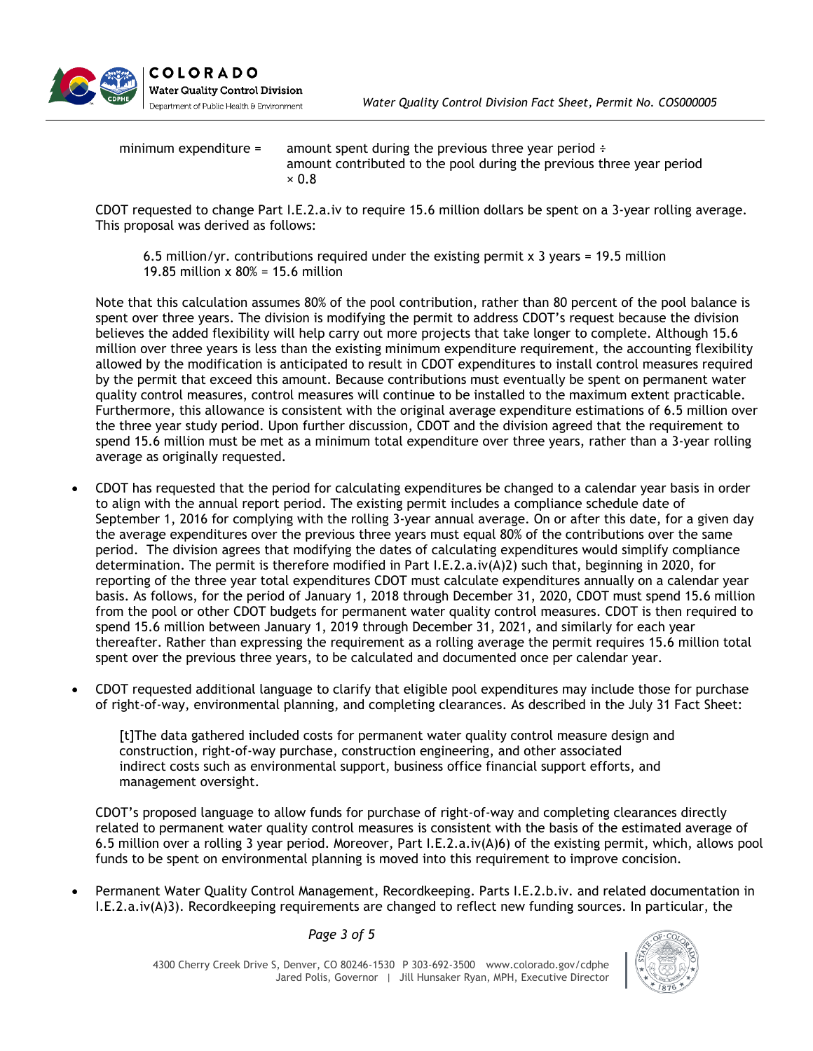minimum expenditure = amount spent during the previous three year period ÷ amount contributed to the pool during the previous three year period × 0.8

CDOT requested to change Part I.E.2.a.iv to require 15.6 million dollars be spent on a 3-year rolling average. This proposal was derived as follows:

> 6.5 million/yr. contributions required under the existing permit x 3 years = 19.5 million
> 19.85 million x 80% = 15.6 million

Note that this calculation assumes 80% of the pool contribution, rather than 80 percent of the pool balance is spent over three years. The division is modifying the permit to address CDOT's request because the division believes the added flexibility will help carry out more projects that take longer to complete. Although 15.6 million over three years is less than the existing minimum expenditure requirement, the accounting flexibility allowed by the modification is anticipated to result in CDOT expenditures to install control measures required by the permit that exceed this amount. Because contributions must eventually be spent on permanent water quality control measures, control measures will continue to be installed to the maximum extent practicable. Furthermore, this allowance is consistent with the original average expenditure estimations of 6.5 million over the three year study period. Upon further discussion, CDOT and the division agreed that the requirement to spend 15.6 million must be met as a minimum total expenditure over three years, rather than a 3-year rolling average as originally requested.

- CDOT has requested that the period for calculating expenditures be changed to a calendar year basis in order to align with the annual report period. The existing permit includes a compliance schedule date of September 1, 2016 for complying with the rolling 3-year annual average. On or after this date, for a given day the average expenditures over the previous three years must equal 80% of the contributions over the same period. The division agrees that modifying the dates of calculating expenditures would simplify compliance determination. The permit is therefore modified in Part I.E.2.a.iv(A)2) such that, beginning in 2020, for reporting of the three year total expenditures CDOT must calculate expenditures annually on a calendar year basis. As follows, for the period of January 1, 2018 through December 31, 2020, CDOT must spend 15.6 million from the pool or other CDOT budgets for permanent water quality control measures. CDOT is then required to spend 15.6 million between January 1, 2019 through December 31, 2021, and similarly for each year thereafter. Rather than expressing the requirement as a rolling average the permit requires 15.6 million total spent over the previous three years, to be calculated and documented once per calendar year.

- CDOT requested additional language to clarify that eligible pool expenditures may include those for purchase of right-of-way, environmental planning, and completing clearances. As described in the July 31 Fact Sheet:

  > [t]The data gathered included costs for permanent water quality control measure design and construction, right-of-way purchase, construction engineering, and other associated indirect costs such as environmental support, business office financial support efforts, and management oversight.

  CDOT's proposed language to allow funds for purchase of right-of-way and completing clearances directly related to permanent water quality control measures is consistent with the basis of the estimated average of 6.5 million over a rolling 3 year period. Moreover, Part I.E.2.a.iv(A)6) of the existing permit, which, allows pool funds to be spent on environmental planning is moved into this requirement to improve concision.

- Permanent Water Quality Control Management, Recordkeeping. Parts I.E.2.b.iv. and related documentation in I.E.2.a.iv(A)3). Recordkeeping requirements are changed to reflect new funding sources. In particular, the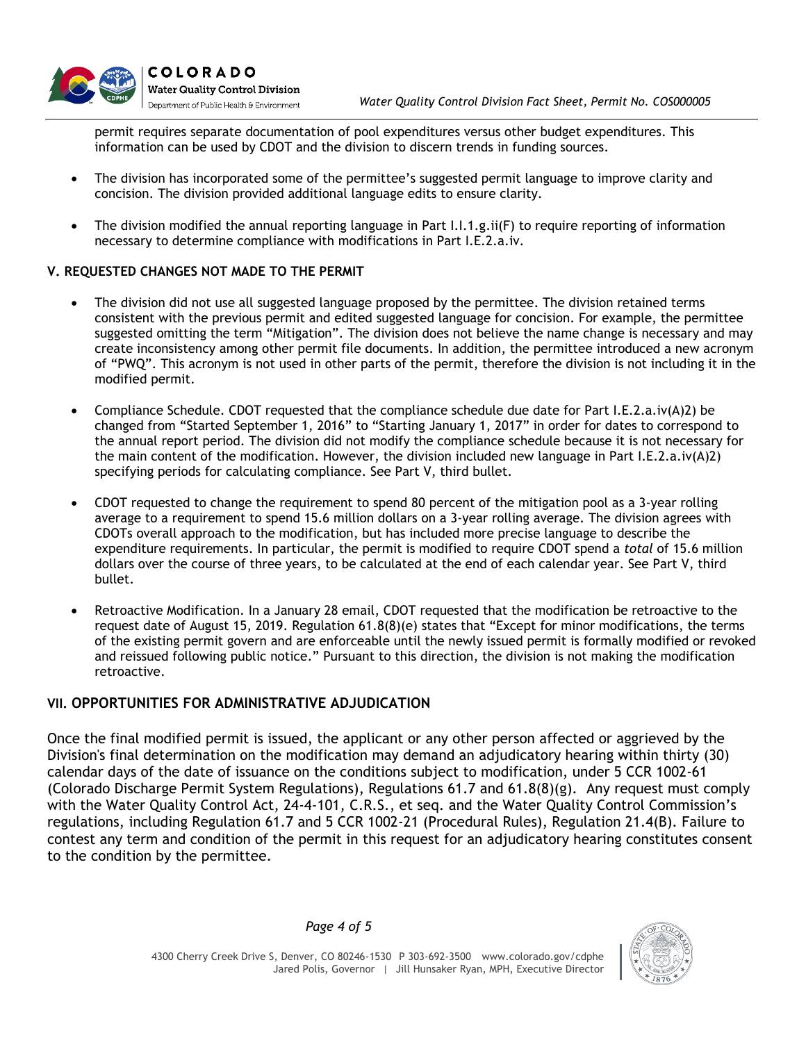permit requires separate documentation of pool expenditures versus other budget expenditures. This information can be used by CDOT and the division to discern trends in funding sources.

- The division has incorporated some of the permittee's suggested permit language to improve clarity and concision. The division provided additional language edits to ensure clarity.
- The division modified the annual reporting language in Part I.I.1.g.ii(F) to require reporting of information necessary to determine compliance with modifications in Part I.E.2.a.iv.

## V. REQUESTED CHANGES NOT MADE TO THE PERMIT

- The division did not use all suggested language proposed by the permittee. The division retained terms consistent with the previous permit and edited suggested language for concision. For example, the permittee suggested omitting the term "Mitigation". The division does not believe the name change is necessary and may create inconsistency among other permit file documents. In addition, the permittee introduced a new acronym of "PWQ". This acronym is not used in other parts of the permit, therefore the division is not including it in the modified permit.
- Compliance Schedule. CDOT requested that the compliance schedule due date for Part I.E.2.a.iv(A)2) be changed from "Started September 1, 2016" to "Starting January 1, 2017" in order for dates to correspond to the annual report period. The division did not modify the compliance schedule because it is not necessary for the main content of the modification. However, the division included new language in Part I.E.2.a.iv(A)2) specifying periods for calculating compliance. See Part V, third bullet.
- CDOT requested to change the requirement to spend 80 percent of the mitigation pool as a 3-year rolling average to a requirement to spend 15.6 million dollars on a 3-year rolling average. The division agrees with CDOTs overall approach to the modification, but has included more precise language to describe the expenditure requirements. In particular, the permit is modified to require CDOT spend a *total* of 15.6 million dollars over the course of three years, to be calculated at the end of each calendar year. See Part V, third bullet.
- Retroactive Modification. In a January 28 email, CDOT requested that the modification be retroactive to the request date of August 15, 2019. Regulation 61.8(8)(e) states that "Except for minor modifications, the terms of the existing permit govern and are enforceable until the newly issued permit is formally modified or revoked and reissued following public notice." Pursuant to this direction, the division is not making the modification retroactive.

## VII. OPPORTUNITIES FOR ADMINISTRATIVE ADJUDICATION

Once the final modified permit is issued, the applicant or any other person affected or aggrieved by the Division's final determination on the modification may demand an adjudicatory hearing within thirty (30) calendar days of the date of issuance on the conditions subject to modification, under 5 CCR 1002-61 (Colorado Discharge Permit System Regulations), Regulations 61.7 and 61.8(8)(g). Any request must comply with the Water Quality Control Act, 24-4-101, C.R.S., et seq. and the Water Quality Control Commission's regulations, including Regulation 61.7 and 5 CCR 1002-21 (Procedural Rules), Regulation 21.4(B). Failure to contest any term and condition of the permit in this request for an adjudicatory hearing constitutes consent to the condition by the permittee.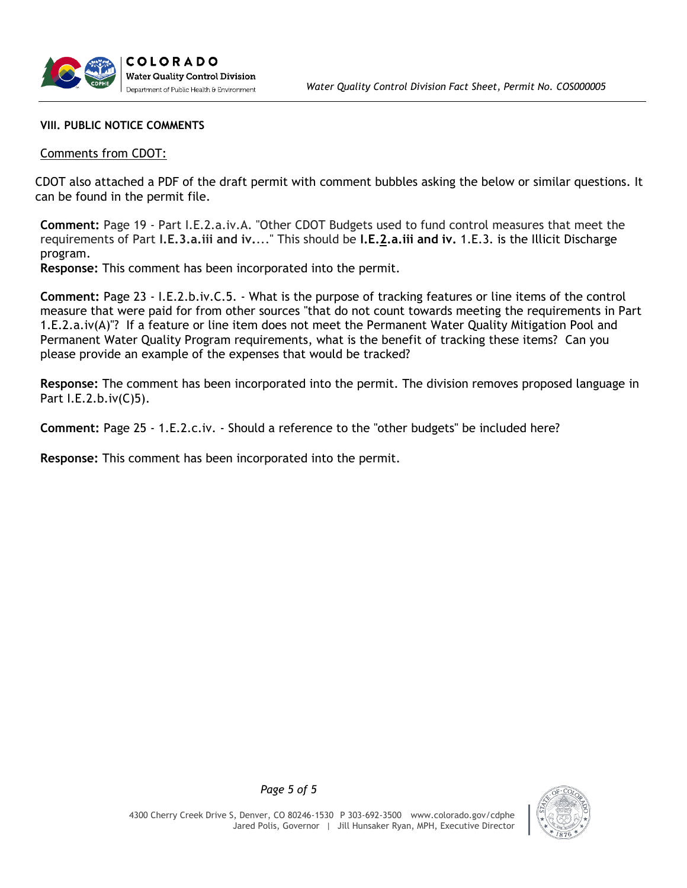### VIII. PUBLIC NOTICE COMMENTS

Comments from CDOT:

CDOT also attached a PDF of the draft permit with comment bubbles asking the below or similar questions. It can be found in the permit file.

**Comment:** Page 19 - Part I.E.2.a.iv.A. "Other CDOT Budgets used to fund control measures that meet the requirements of Part **I.E.3.a.iii and iv.**..." This should be **I.E.2.a.iii and iv.** 1.E.3. is the Illicit Discharge program.
**Response:** This comment has been incorporated into the permit.

**Comment:** Page 23 - I.E.2.b.iv.C.5. - What is the purpose of tracking features or line items of the control measure that were paid for from other sources "that do not count towards meeting the requirements in Part 1.E.2.a.iv(A)"? If a feature or line item does not meet the Permanent Water Quality Mitigation Pool and Permanent Water Quality Program requirements, what is the benefit of tracking these items? Can you please provide an example of the expenses that would be tracked?

**Response:** The comment has been incorporated into the permit. The division removes proposed language in Part I.E.2.b.iv(C)5).

**Comment:** Page 25 - 1.E.2.c.iv. - Should a reference to the "other budgets" be included here?

**Response:** This comment has been incorporated into the permit.